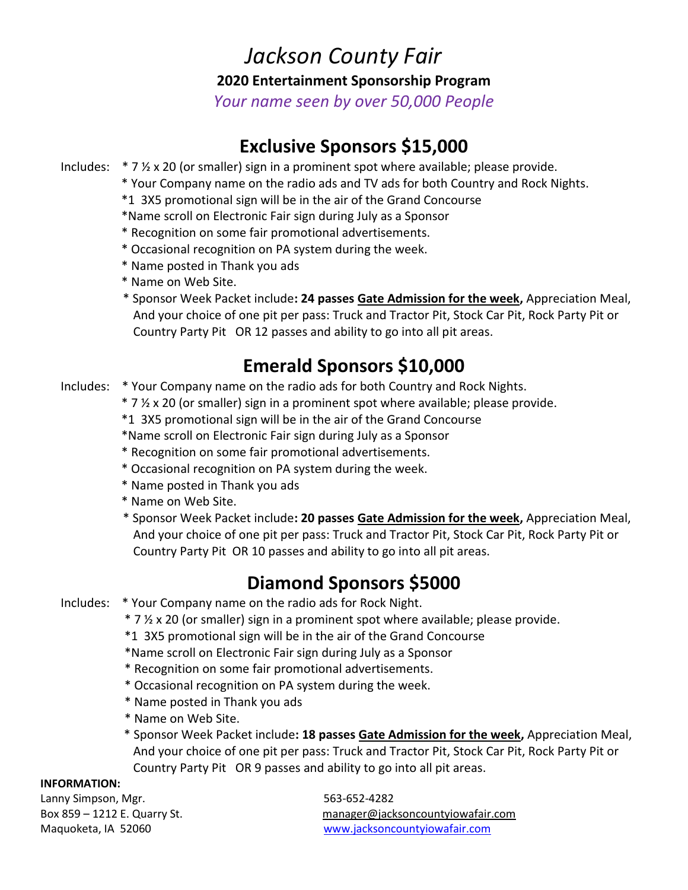# *Jackson County Fair*

**2020 Entertainment Sponsorship Program**

*Your name seen by over 50,000 People*

## Exclusive Sponsors $15,000

Includes:
* 7 ½ x 20 (or smaller) sign in a prominent spot where available; please provide.
* Your Company name on the radio ads and TV ads for both Country and Rock Nights.
*1 3X5 promotional sign will be in the air of the Grand Concourse
*Name scroll on Electronic Fair sign during July as a Sponsor
* Recognition on some fair promotional advertisements.
* Occasional recognition on PA system during the week.
* Name posted in Thank you ads
* Name on Web Site.
* Sponsor Week Packet include**: 24 passes <u>Gate Admission for the week</u>,** Appreciation Meal, And your choice of one pit per pass: Truck and Tractor Pit, Stock Car Pit, Rock Party Pit or Country Party Pit OR 12 passes and ability to go into all pit areas.

## Emerald Sponsors $10,000

Includes:
* Your Company name on the radio ads for both Country and Rock Nights.
* 7 ½ x 20 (or smaller) sign in a prominent spot where available; please provide.
*1 3X5 promotional sign will be in the air of the Grand Concourse
*Name scroll on Electronic Fair sign during July as a Sponsor
* Recognition on some fair promotional advertisements.
* Occasional recognition on PA system during the week.
* Name posted in Thank you ads
* Name on Web Site.
* Sponsor Week Packet include**: 20 passes <u>Gate Admission for the week</u>,** Appreciation Meal, And your choice of one pit per pass: Truck and Tractor Pit, Stock Car Pit, Rock Party Pit or Country Party Pit OR 10 passes and ability to go into all pit areas.

## Diamond Sponsors $5000

Includes:
* Your Company name on the radio ads for Rock Night.
* 7 ½ x 20 (or smaller) sign in a prominent spot where available; please provide.
*1 3X5 promotional sign will be in the air of the Grand Concourse
*Name scroll on Electronic Fair sign during July as a Sponsor
* Recognition on some fair promotional advertisements.
* Occasional recognition on PA system during the week.
* Name posted in Thank you ads
* Name on Web Site.
* Sponsor Week Packet include**: 18 passes <u>Gate Admission for the week</u>,** Appreciation Meal, And your choice of one pit per pass: Truck and Tractor Pit, Stock Car Pit, Rock Party Pit or Country Party Pit OR 9 passes and ability to go into all pit areas.

**INFORMATION:**

Lanny Simpson, Mgr.
Box 859 – 1212 E. Quarry St.
Maquoketa, IA 52060

563-652-4282
manager@jacksoncountyiowafair.com
www.jacksoncountyiowafair.com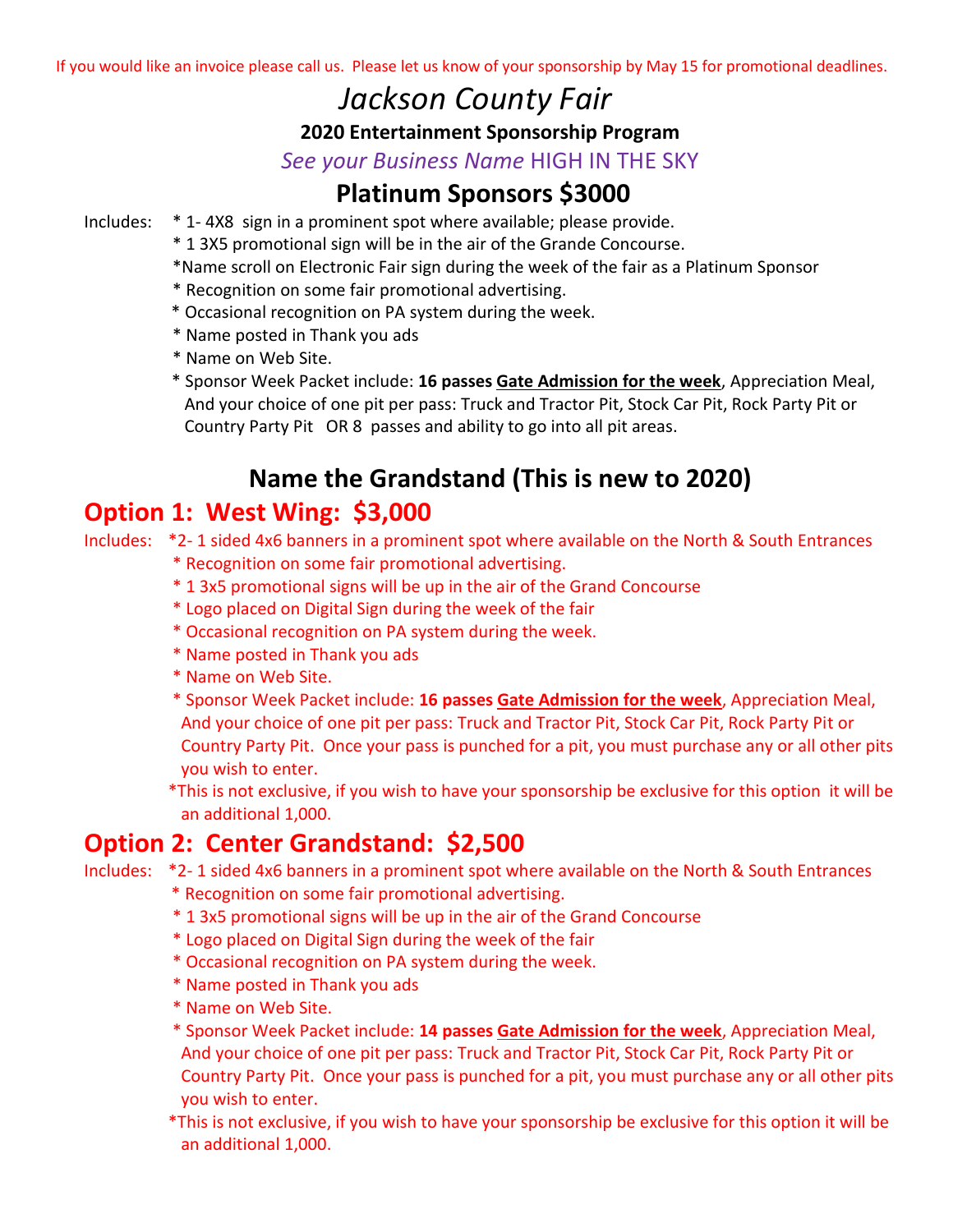If you would like an invoice please call us. Please let us know of your sponsorship by May 15 for promotional deadlines.

# *Jackson County Fair*

### 2020 Entertainment Sponsorship Program

*See your Business Name* HIGH IN THE SKY

## Platinum Sponsors $3000

Includes:
* 1- 4X8 sign in a prominent spot where available; please provide.
* 1 3X5 promotional sign will be in the air of the Grande Concourse.
* Name scroll on Electronic Fair sign during the week of the fair as a Platinum Sponsor
* Recognition on some fair promotional advertising.
* Occasional recognition on PA system during the week.
* Name posted in Thank you ads
* Name on Web Site.
* Sponsor Week Packet include: **16 passes** **<u>Gate Admission for the week</u>**, Appreciation Meal, And your choice of one pit per pass: Truck and Tractor Pit, Stock Car Pit, Rock Party Pit or Country Party Pit OR 8 passes and ability to go into all pit areas.

## Name the Grandstand (This is new to 2020)

## Option 1: West Wing: $3,000

Includes:
* 2- 1 sided 4x6 banners in a prominent spot where available on the North & South Entrances
* Recognition on some fair promotional advertising.
* 1 3x5 promotional signs will be up in the air of the Grand Concourse
* Logo placed on Digital Sign during the week of the fair
* Occasional recognition on PA system during the week.
* Name posted in Thank you ads
* Name on Web Site.
* Sponsor Week Packet include: **16 passes** **<u>Gate Admission for the week</u>**, Appreciation Meal, And your choice of one pit per pass: Truck and Tractor Pit, Stock Car Pit, Rock Party Pit or Country Party Pit. Once your pass is punched for a pit, you must purchase any or all other pits you wish to enter.
* This is not exclusive, if you wish to have your sponsorship be exclusive for this option it will be an additional 1,000.

## Option 2: Center Grandstand: $2,500

Includes:
* 2- 1 sided 4x6 banners in a prominent spot where available on the North & South Entrances
* Recognition on some fair promotional advertising.
* 1 3x5 promotional signs will be up in the air of the Grand Concourse
* Logo placed on Digital Sign during the week of the fair
* Occasional recognition on PA system during the week.
* Name posted in Thank you ads
* Name on Web Site.
* Sponsor Week Packet include: **14 passes** **<u>Gate Admission for the week</u>**, Appreciation Meal, And your choice of one pit per pass: Truck and Tractor Pit, Stock Car Pit, Rock Party Pit or Country Party Pit. Once your pass is punched for a pit, you must purchase any or all other pits you wish to enter.
* This is not exclusive, if you wish to have your sponsorship be exclusive for this option it will be an additional 1,000.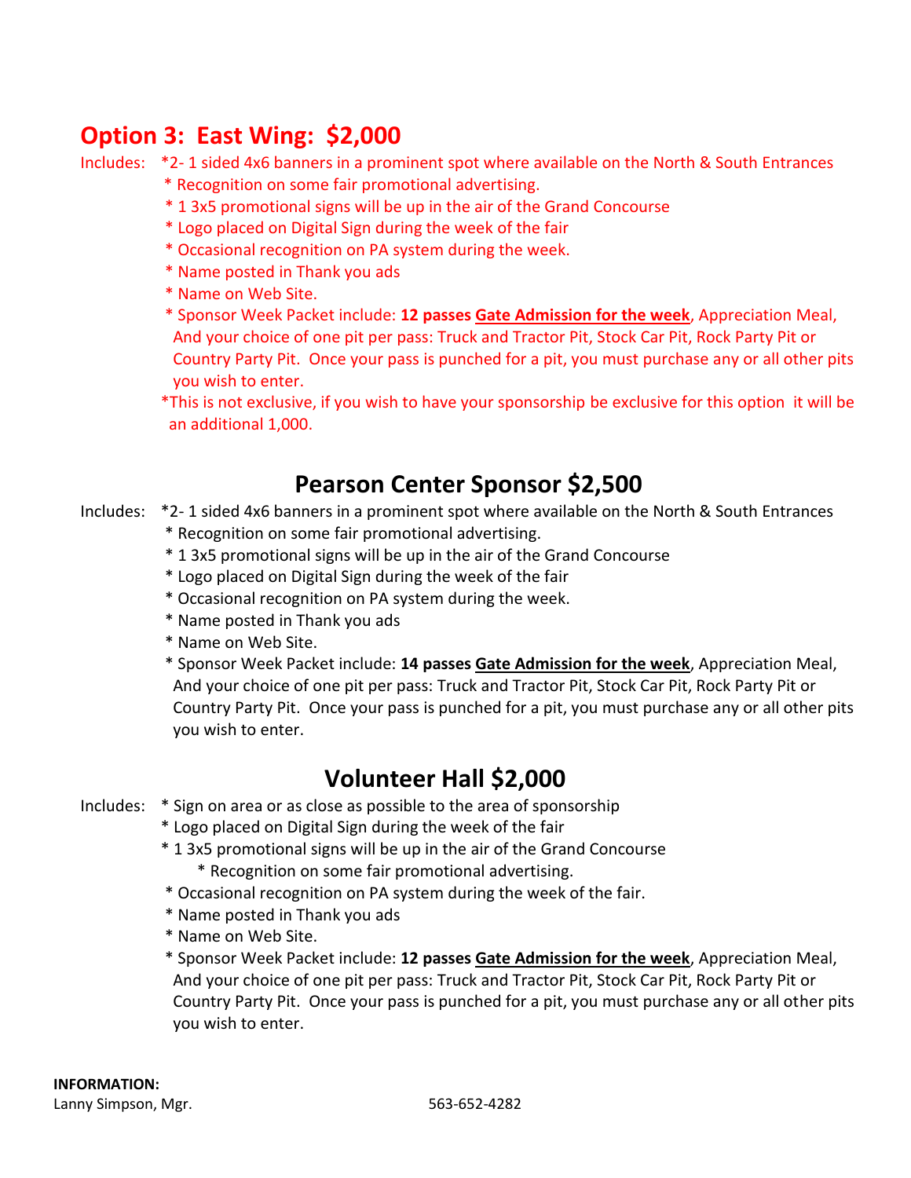## Option 3: East Wing: $2,000

Includes:
- *2- 1 sided 4x6 banners in a prominent spot where available on the North & South Entrances
- * Recognition on some fair promotional advertising.
- * 1 3x5 promotional signs will be up in the air of the Grand Concourse
- * Logo placed on Digital Sign during the week of the fair
- * Occasional recognition on PA system during the week.
- * Name posted in Thank you ads
- * Name on Web Site.
- * Sponsor Week Packet include: **12 passes** **<u>Gate Admission for the week</u>**, Appreciation Meal, And your choice of one pit per pass: Truck and Tractor Pit, Stock Car Pit, Rock Party Pit or Country Party Pit. Once your pass is punched for a pit, you must purchase any or all other pits you wish to enter.
- *This is not exclusive, if you wish to have your sponsorship be exclusive for this option it will be an additional 1,000.

## Pearson Center Sponsor $2,500

Includes:
- *2- 1 sided 4x6 banners in a prominent spot where available on the North & South Entrances
- * Recognition on some fair promotional advertising.
- * 1 3x5 promotional signs will be up in the air of the Grand Concourse
- * Logo placed on Digital Sign during the week of the fair
- * Occasional recognition on PA system during the week.
- * Name posted in Thank you ads
- * Name on Web Site.
- * Sponsor Week Packet include: **14 passes** **<u>Gate Admission for the week</u>**, Appreciation Meal, And your choice of one pit per pass: Truck and Tractor Pit, Stock Car Pit, Rock Party Pit or Country Party Pit. Once your pass is punched for a pit, you must purchase any or all other pits you wish to enter.

## Volunteer Hall $2,000

Includes:
- * Sign on area or as close as possible to the area of sponsorship
- * Logo placed on Digital Sign during the week of the fair
- * 1 3x5 promotional signs will be up in the air of the Grand Concourse
- * Recognition on some fair promotional advertising.
- * Occasional recognition on PA system during the week of the fair.
- * Name posted in Thank you ads
- * Name on Web Site.
- * Sponsor Week Packet include: **12 passes** **<u>Gate Admission for the week</u>**, Appreciation Meal, And your choice of one pit per pass: Truck and Tractor Pit, Stock Car Pit, Rock Party Pit or Country Party Pit. Once your pass is punched for a pit, you must purchase any or all other pits you wish to enter.

**INFORMATION:**

Lanny Simpson, Mgr. 563-652-4282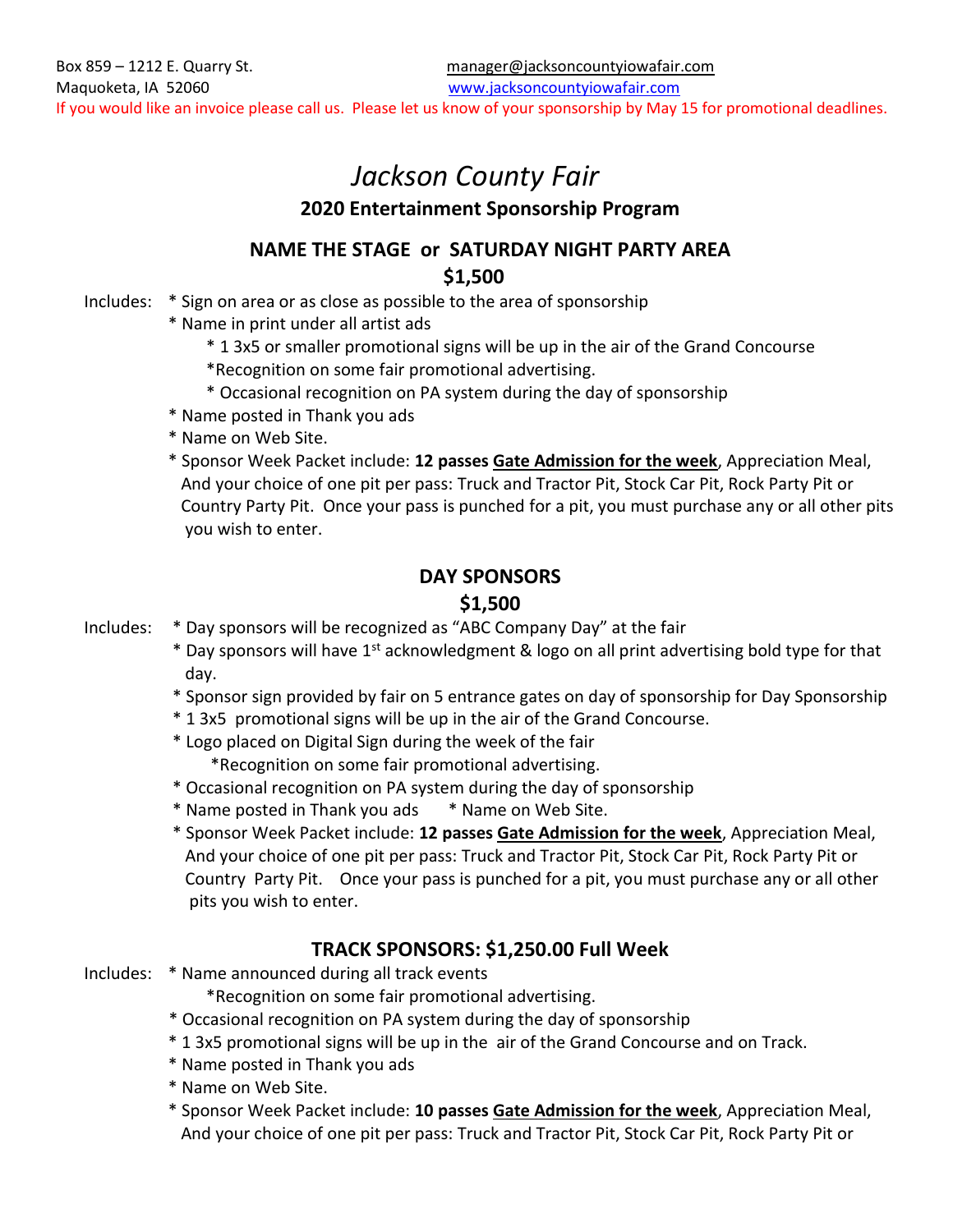Box 859 – 1212 E. Quarry St.
Maquoketa, IA 52060

manager@jacksoncountyiowafair.com
www.jacksoncountyiowafair.com

If you would like an invoice please call us. Please let us know of your sponsorship by May 15 for promotional deadlines.

# *Jackson County Fair*

## 2020 Entertainment Sponsorship Program

### NAME THE STAGE or SATURDAY NIGHT PARTY AREA
### $1,500

Includes:
* Sign on area or as close as possible to the area of sponsorship
* Name in print under all artist ads
  * 1 3x5 or smaller promotional signs will be up in the air of the Grand Concourse
  * Recognition on some fair promotional advertising.
  * Occasional recognition on PA system during the day of sponsorship
* Name posted in Thank you ads
* Name on Web Site.
* Sponsor Week Packet include: **12 passes** **<u>Gate Admission for the week</u>**, Appreciation Meal, And your choice of one pit per pass: Truck and Tractor Pit, Stock Car Pit, Rock Party Pit or Country Party Pit. Once your pass is punched for a pit, you must purchase any or all other pits you wish to enter.

### DAY SPONSORS
### $1,500

Includes:
* Day sponsors will be recognized as "ABC Company Day" at the fair
* Day sponsors will have 1st acknowledgment & logo on all print advertising bold type for that day.
* Sponsor sign provided by fair on 5 entrance gates on day of sponsorship for Day Sponsorship
* 1 3x5 promotional signs will be up in the air of the Grand Concourse.
* Logo placed on Digital Sign during the week of the fair
  * Recognition on some fair promotional advertising.
* Occasional recognition on PA system during the day of sponsorship
* Name posted in Thank you ads
* Name on Web Site.
* Sponsor Week Packet include: **12 passes** **<u>Gate Admission for the week</u>**, Appreciation Meal, And your choice of one pit per pass: Truck and Tractor Pit, Stock Car Pit, Rock Party Pit or Country Party Pit. Once your pass is punched for a pit, you must purchase any or all other pits you wish to enter.

### TRACK SPONSORS: $1,250.00 Full Week

Includes:
* Name announced during all track events
  * Recognition on some fair promotional advertising.
* Occasional recognition on PA system during the day of sponsorship
* 1 3x5 promotional signs will be up in the air of the Grand Concourse and on Track.
* Name posted in Thank you ads
* Name on Web Site.
* Sponsor Week Packet include: **10 passes** **<u>Gate Admission for the week</u>**, Appreciation Meal, And your choice of one pit per pass: Truck and Tractor Pit, Stock Car Pit, Rock Party Pit or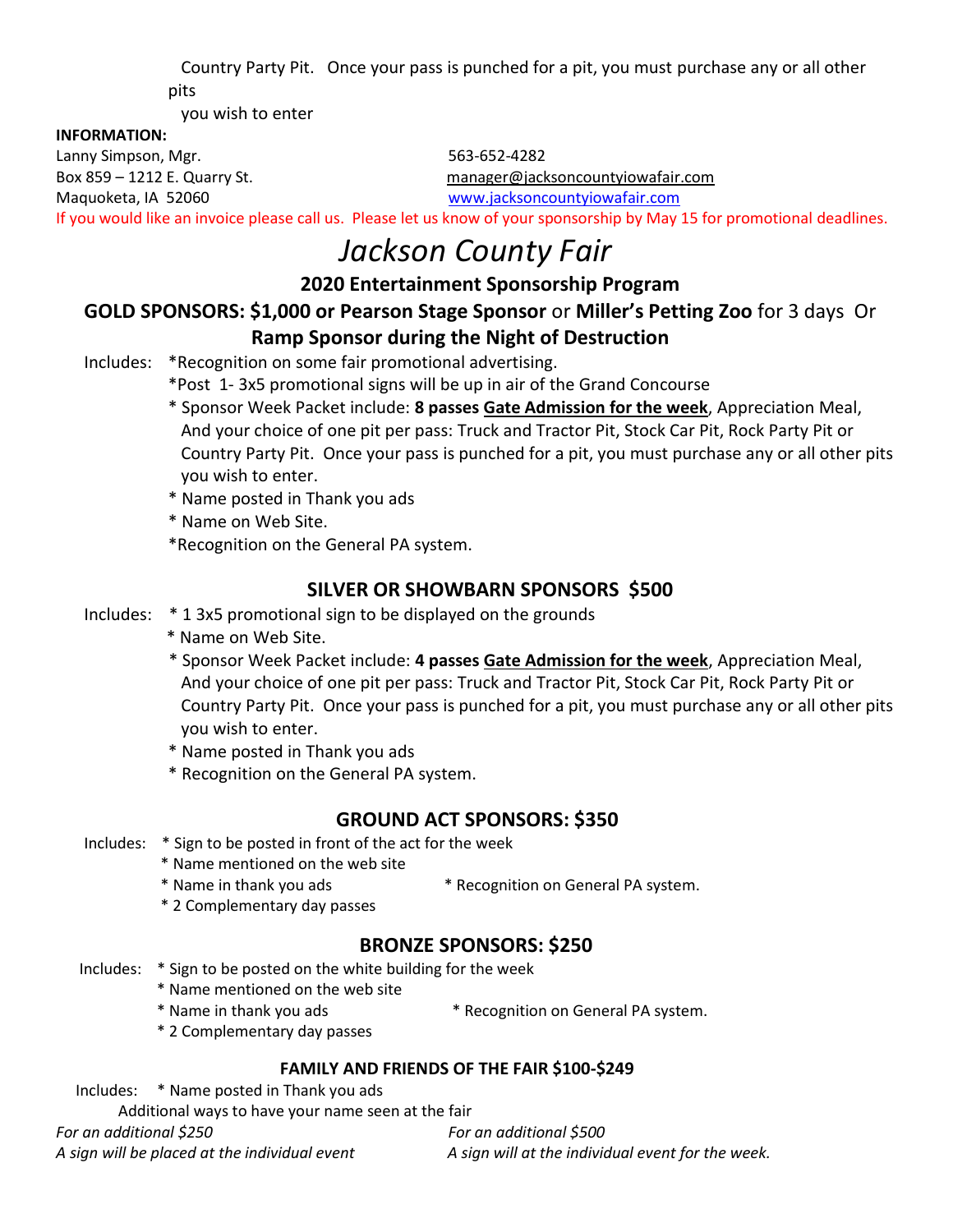Country Party Pit. Once your pass is punched for a pit, you must purchase any or all other pits you wish to enter

**INFORMATION:**

Lanny Simpson, Mgr.
Box 859 – 1212 E. Quarry St.
Maquoketa, IA 52060

563-652-4282
manager@jacksoncountyiowafair.com
www.jacksoncountyiowafair.com

If you would like an invoice please call us. Please let us know of your sponsorship by May 15 for promotional deadlines.

# *Jackson County Fair*

## 2020 Entertainment Sponsorship Program

### GOLD SPONSORS: $1,000 or Pearson Stage Sponsor or Miller's Petting Zoo for 3 days Or Ramp Sponsor during the Night of Destruction

Includes:
- *Recognition on some fair promotional advertising.
- *Post 1- 3x5 promotional signs will be up in air of the Grand Concourse
- * Sponsor Week Packet include: **8 passes Gate Admission for the week**, Appreciation Meal, And your choice of one pit per pass: Truck and Tractor Pit, Stock Car Pit, Rock Party Pit or Country Party Pit. Once your pass is punched for a pit, you must purchase any or all other pits you wish to enter.
- * Name posted in Thank you ads
- * Name on Web Site.
- *Recognition on the General PA system.

### SILVER OR SHOWBARN SPONSORS $500

Includes:
- * 1 3x5 promotional sign to be displayed on the grounds
- * Name on Web Site.
- * Sponsor Week Packet include: **4 passes Gate Admission for the week**, Appreciation Meal, And your choice of one pit per pass: Truck and Tractor Pit, Stock Car Pit, Rock Party Pit or Country Party Pit. Once your pass is punched for a pit, you must purchase any or all other pits you wish to enter.
- * Name posted in Thank you ads
- * Recognition on the General PA system.

### GROUND ACT SPONSORS: $350

Includes:
- * Sign to be posted in front of the act for the week
- * Name mentioned on the web site
- * Name in thank you ads
- * Recognition on General PA system.
- * 2 Complementary day passes

### BRONZE SPONSORS: $250

Includes:
- * Sign to be posted on the white building for the week
- * Name mentioned on the web site
- * Name in thank you ads
- * Recognition on General PA system.
- * 2 Complementary day passes

#### FAMILY AND FRIENDS OF THE FAIR $100-$249

Includes: * Name posted in Thank you ads

Additional ways to have your name seen at the fair

*For an additional $250*
*A sign will be placed at the individual event*

*For an additional $500*
*A sign will at the individual event for the week.*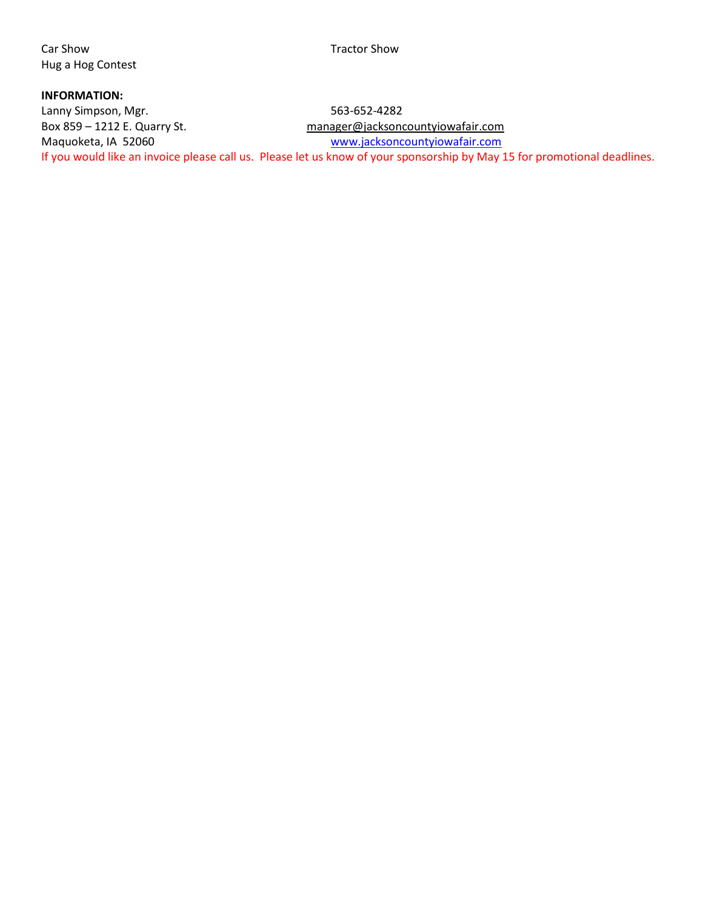Car Show

Tractor Show

Hug a Hog Contest

**INFORMATION:**

Lanny Simpson, Mgr. 563-652-4282

Box 859 – 1212 E. Quarry St. manager@jacksoncountyiowafair.com

Maquoketa, IA 52060 www.jacksoncountyiowafair.com

If you would like an invoice please call us. Please let us know of your sponsorship by May 15 for promotional deadlines.